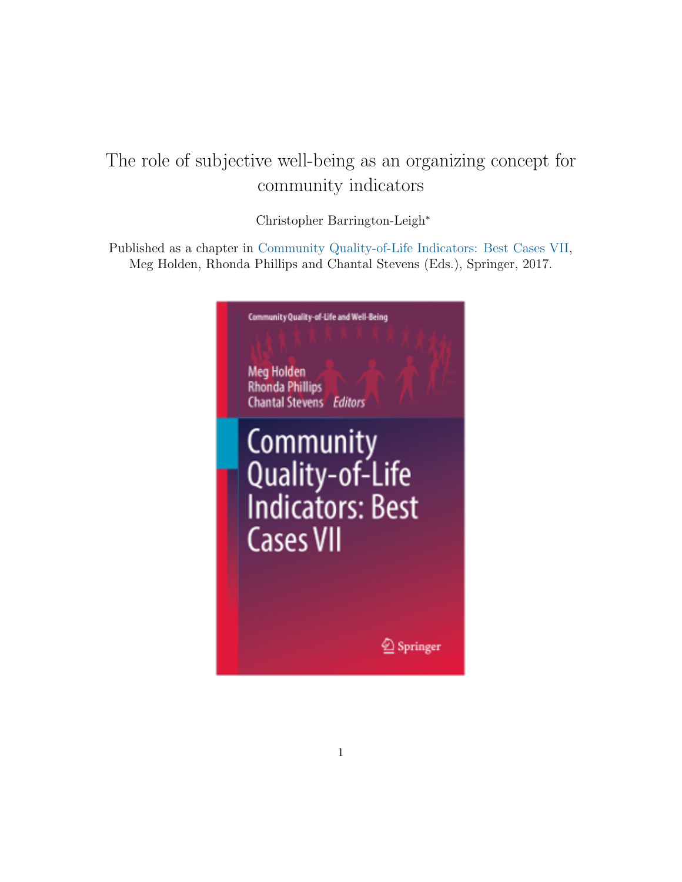# The role of subjective well-being as an organizing concept for community indicators

Christopher Barrington-Leigh*

Published as a chapter in Community Quality-of-Life Indicators: Best Cases VII, Meg Holden, Rhonda Phillips and Chantal Stevens (Eds.), Springer, 2017.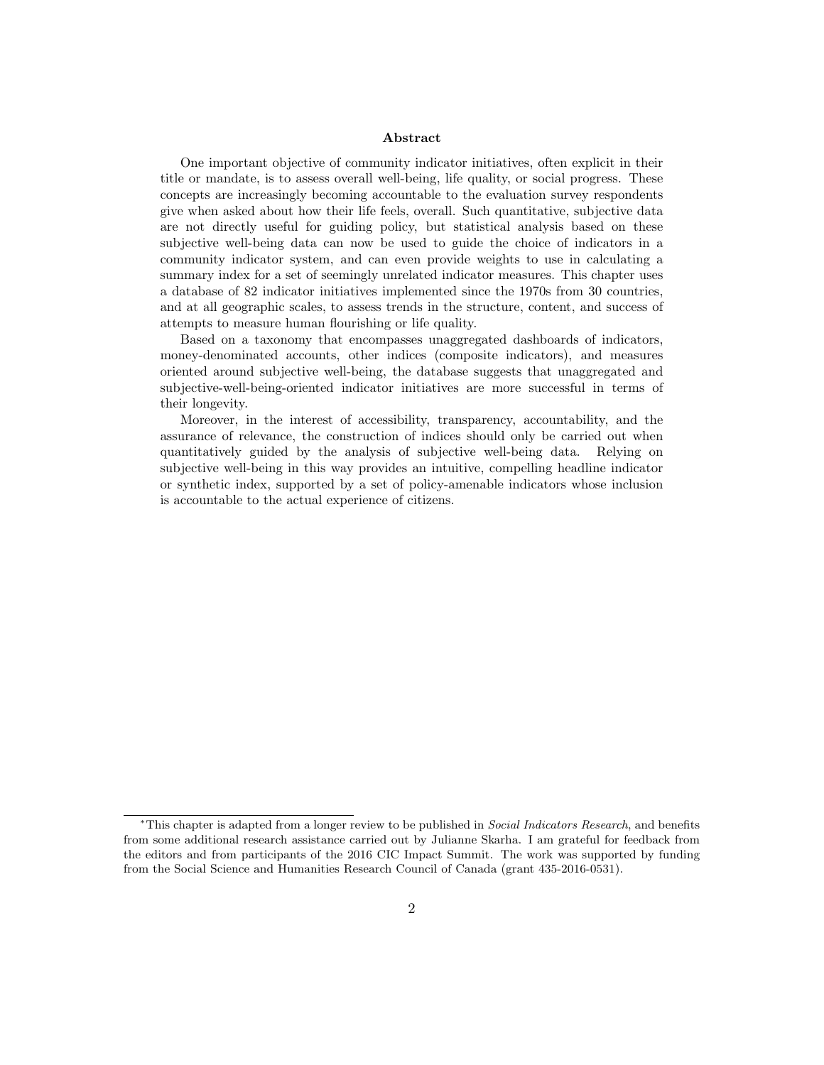## Abstract

One important objective of community indicator initiatives, often explicit in their title or mandate, is to assess overall well-being, life quality, or social progress. These concepts are increasingly becoming accountable to the evaluation survey respondents give when asked about how their life feels, overall. Such quantitative, subjective data are not directly useful for guiding policy, but statistical analysis based on these subjective well-being data can now be used to guide the choice of indicators in a community indicator system, and can even provide weights to use in calculating a summary index for a set of seemingly unrelated indicator measures. This chapter uses a database of 82 indicator initiatives implemented since the 1970s from 30 countries, and at all geographic scales, to assess trends in the structure, content, and success of attempts to measure human flourishing or life quality.

Based on a taxonomy that encompasses unaggregated dashboards of indicators, money-denominated accounts, other indices (composite indicators), and measures oriented around subjective well-being, the database suggests that unaggregated and subjective-well-being-oriented indicator initiatives are more successful in terms of their longevity.

Moreover, in the interest of accessibility, transparency, accountability, and the assurance of relevance, the construction of indices should only be carried out when quantitatively guided by the analysis of subjective well-being data. Relying on subjective well-being in this way provides an intuitive, compelling headline indicator or synthetic index, supported by a set of policy-amenable indicators whose inclusion is accountable to the actual experience of citizens.

---

[*] This chapter is adapted from a longer review to be published in *Social Indicators Research*, and benefits from some additional research assistance carried out by Julianne Skarha. I am grateful for feedback from the editors and from participants of the 2016 CIC Impact Summit. The work was supported by funding from the Social Science and Humanities Research Council of Canada (grant 435-2016-0531).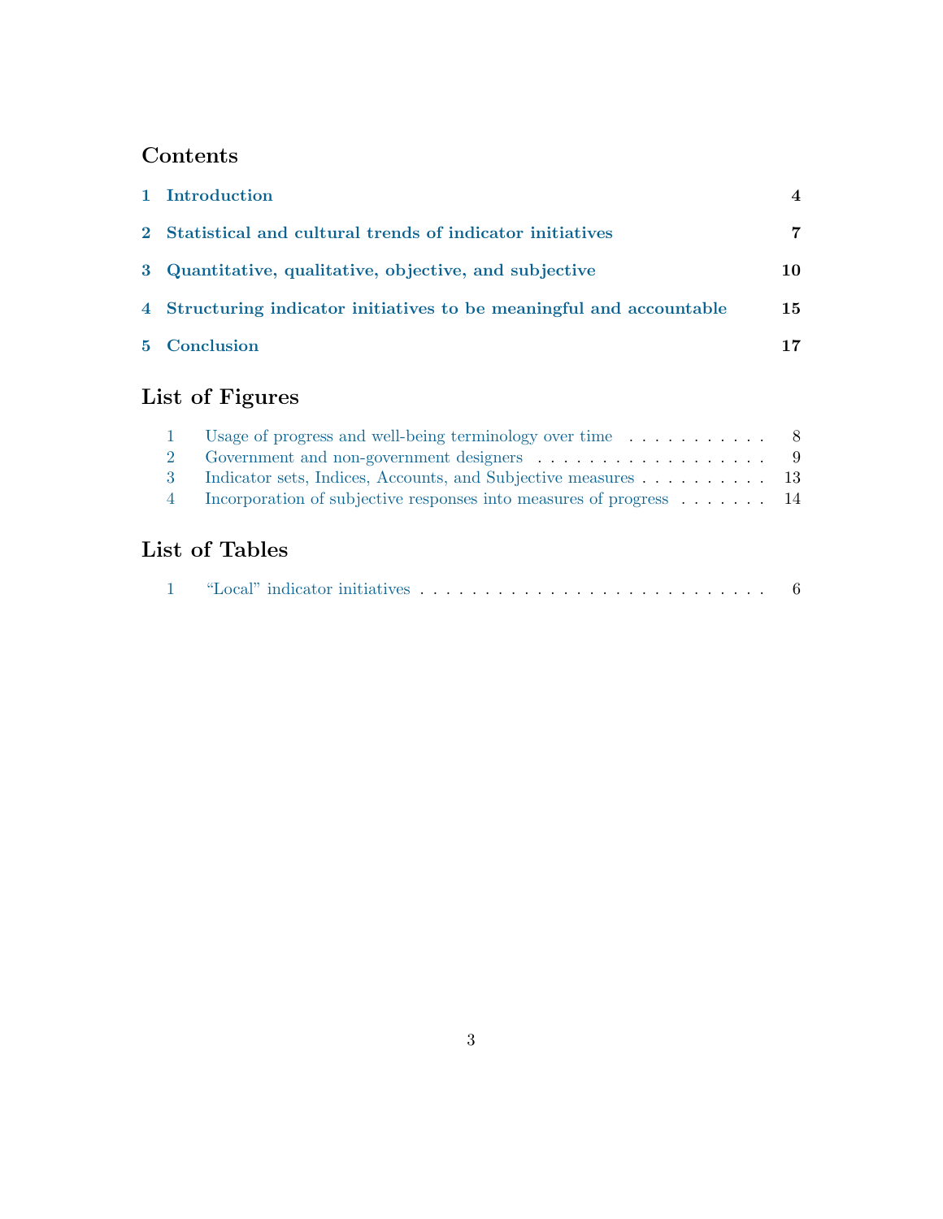## Contents

1 Introduction 4

2 Statistical and cultural trends of indicator initiatives 7

3 Quantitative, qualitative, objective, and subjective 10

4 Structuring indicator initiatives to be meaningful and accountable 15

5 Conclusion 17

## List of Figures

1 Usage of progress and well-being terminology over time . . . . . . . . . . . . 8

2 Government and non-government designers . . . . . . . . . . . . . . . . . . . 9

3 Indicator sets, Indices, Accounts, and Subjective measures . . . . . . . . . . . 13

4 Incorporation of subjective responses into measures of progress . . . . . . . . 14

## List of Tables

1 "Local" indicator initiatives . . . . . . . . . . . . . . . . . . . . . . . . . . . . 6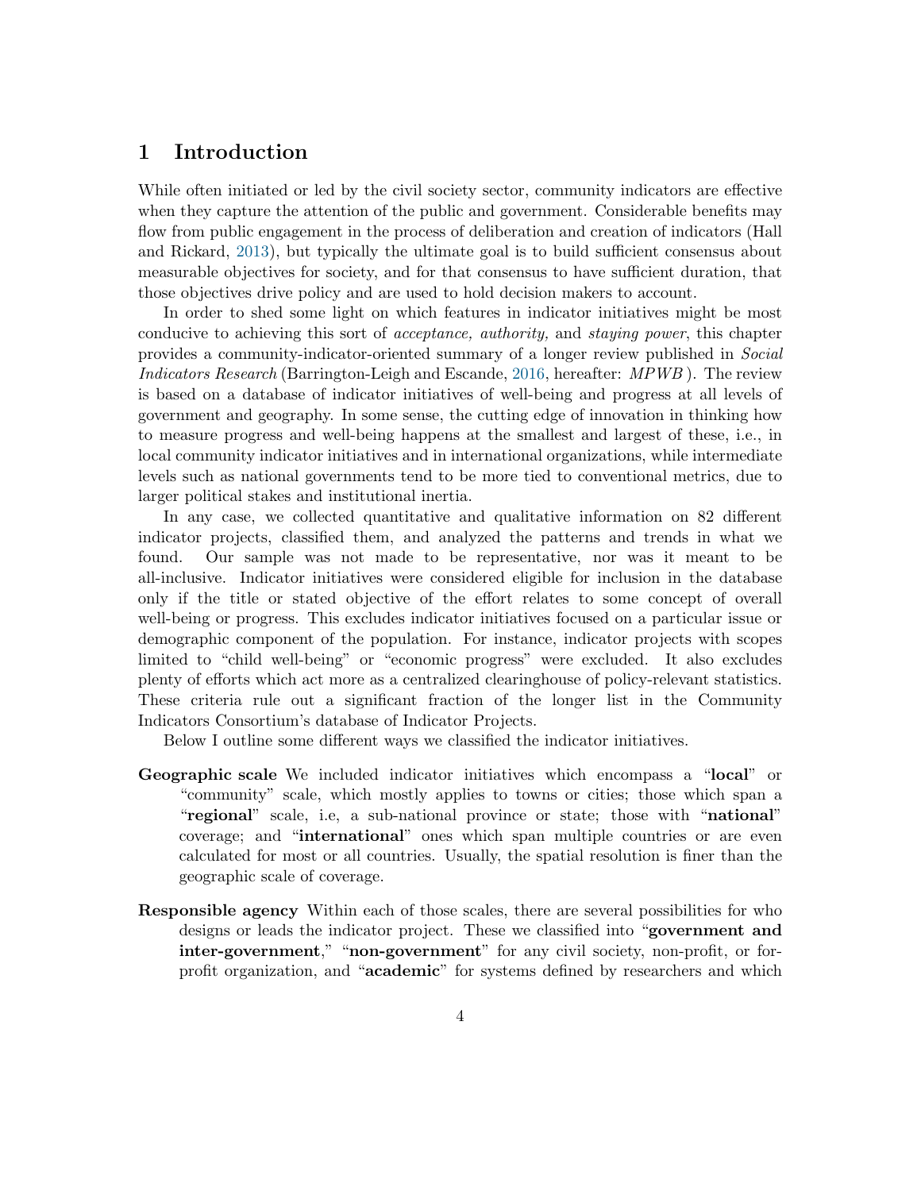# 1 Introduction

While often initiated or led by the civil society sector, community indicators are effective when they capture the attention of the public and government. Considerable benefits may flow from public engagement in the process of deliberation and creation of indicators (Hall and Rickard, 2013), but typically the ultimate goal is to build sufficient consensus about measurable objectives for society, and for that consensus to have sufficient duration, that those objectives drive policy and are used to hold decision makers to account.

In order to shed some light on which features in indicator initiatives might be most conducive to achieving this sort of *acceptance, authority,* and *staying power*, this chapter provides a community-indicator-oriented summary of a longer review published in *Social Indicators Research* (Barrington-Leigh and Escande, 2016, hereafter: *MPWB*). The review is based on a database of indicator initiatives of well-being and progress at all levels of government and geography. In some sense, the cutting edge of innovation in thinking how to measure progress and well-being happens at the smallest and largest of these, i.e., in local community indicator initiatives and in international organizations, while intermediate levels such as national governments tend to be more tied to conventional metrics, due to larger political stakes and institutional inertia.

In any case, we collected quantitative and qualitative information on 82 different indicator projects, classified them, and analyzed the patterns and trends in what we found. Our sample was not made to be representative, nor was it meant to be all-inclusive. Indicator initiatives were considered eligible for inclusion in the database only if the title or stated objective of the effort relates to some concept of overall well-being or progress. This excludes indicator initiatives focused on a particular issue or demographic component of the population. For instance, indicator projects with scopes limited to "child well-being" or "economic progress" were excluded. It also excludes plenty of efforts which act more as a centralized clearinghouse of policy-relevant statistics. These criteria rule out a significant fraction of the longer list in the Community Indicators Consortium's database of Indicator Projects.

Below I outline some different ways we classified the indicator initiatives.

**Geographic scale** We included indicator initiatives which encompass a "**local**" or "community" scale, which mostly applies to towns or cities; those which span a "**regional**" scale, i.e, a sub-national province or state; those with "**national**" coverage; and "**international**" ones which span multiple countries or are even calculated for most or all countries. Usually, the spatial resolution is finer than the geographic scale of coverage.

**Responsible agency** Within each of those scales, there are several possibilities for who designs or leads the indicator project. These we classified into "**government and inter-government**," "**non-government**" for any civil society, non-profit, or for-profit organization, and "**academic**" for systems defined by researchers and which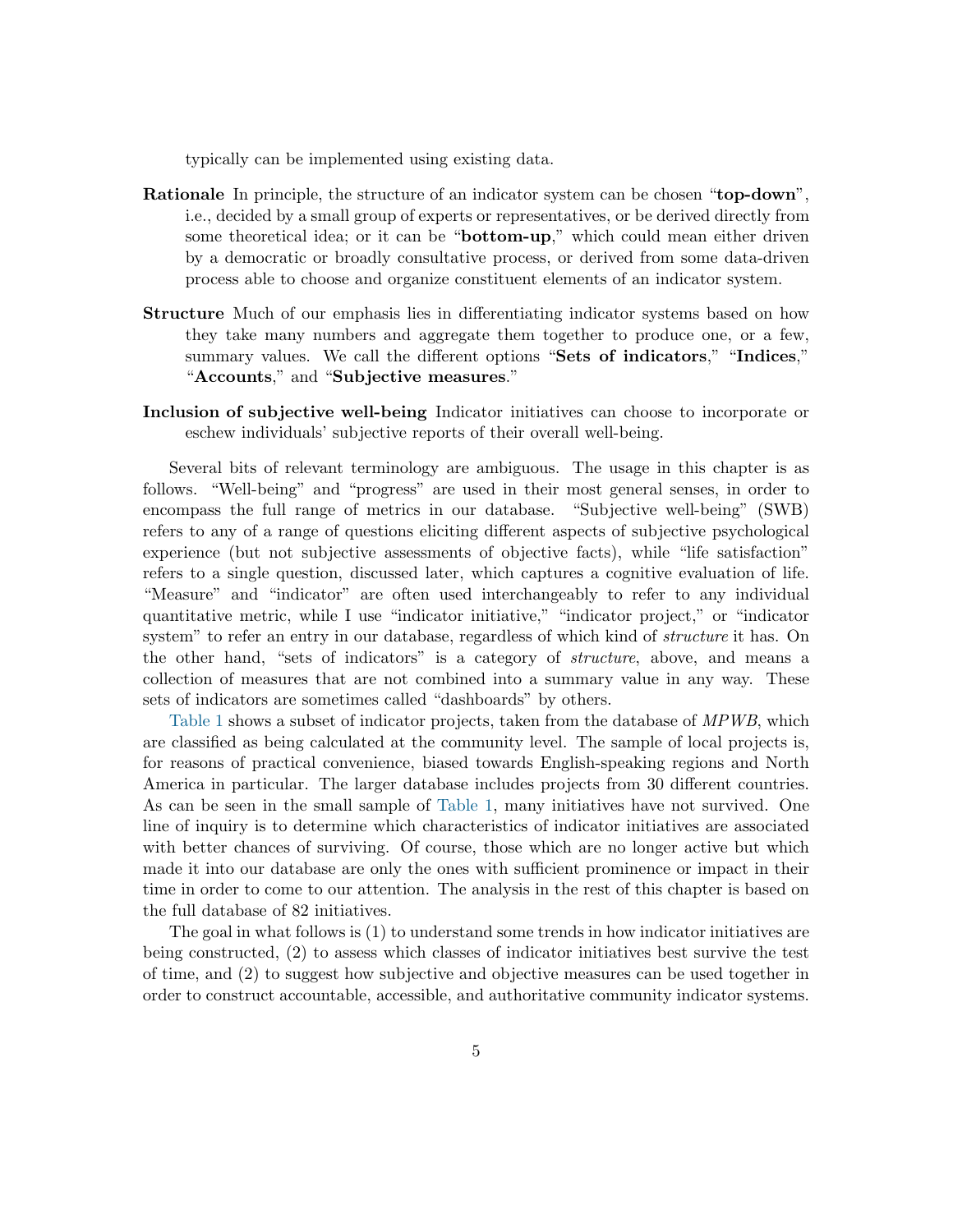typically can be implemented using existing data.

**Rationale** In principle, the structure of an indicator system can be chosen "**top-down**", i.e., decided by a small group of experts or representatives, or be derived directly from some theoretical idea; or it can be "**bottom-up**," which could mean either driven by a democratic or broadly consultative process, or derived from some data-driven process able to choose and organize constituent elements of an indicator system.

**Structure** Much of our emphasis lies in differentiating indicator systems based on how they take many numbers and aggregate them together to produce one, or a few, summary values. We call the different options "**Sets of indicators**," "**Indices**," "**Accounts**," and "**Subjective measures**."

**Inclusion of subjective well-being** Indicator initiatives can choose to incorporate or eschew individuals' subjective reports of their overall well-being.

Several bits of relevant terminology are ambiguous. The usage in this chapter is as follows. "Well-being" and "progress" are used in their most general senses, in order to encompass the full range of metrics in our database. "Subjective well-being" (SWB) refers to any of a range of questions eliciting different aspects of subjective psychological experience (but not subjective assessments of objective facts), while "life satisfaction" refers to a single question, discussed later, which captures a cognitive evaluation of life. "Measure" and "indicator" are often used interchangeably to refer to any individual quantitative metric, while I use "indicator initiative," "indicator project," or "indicator system" to refer an entry in our database, regardless of which kind of *structure* it has. On the other hand, "sets of indicators" is a category of *structure*, above, and means a collection of measures that are not combined into a summary value in any way. These sets of indicators are sometimes called "dashboards" by others.

Table 1 shows a subset of indicator projects, taken from the database of *MPWB*, which are classified as being calculated at the community level. The sample of local projects is, for reasons of practical convenience, biased towards English-speaking regions and North America in particular. The larger database includes projects from 30 different countries. As can be seen in the small sample of Table 1, many initiatives have not survived. One line of inquiry is to determine which characteristics of indicator initiatives are associated with better chances of surviving. Of course, those which are no longer active but which made it into our database are only the ones with sufficient prominence or impact in their time in order to come to our attention. The analysis in the rest of this chapter is based on the full database of 82 initiatives.

The goal in what follows is (1) to understand some trends in how indicator initiatives are being constructed, (2) to assess which classes of indicator initiatives best survive the test of time, and (2) to suggest how subjective and objective measures can be used together in order to construct accountable, accessible, and authoritative community indicator systems.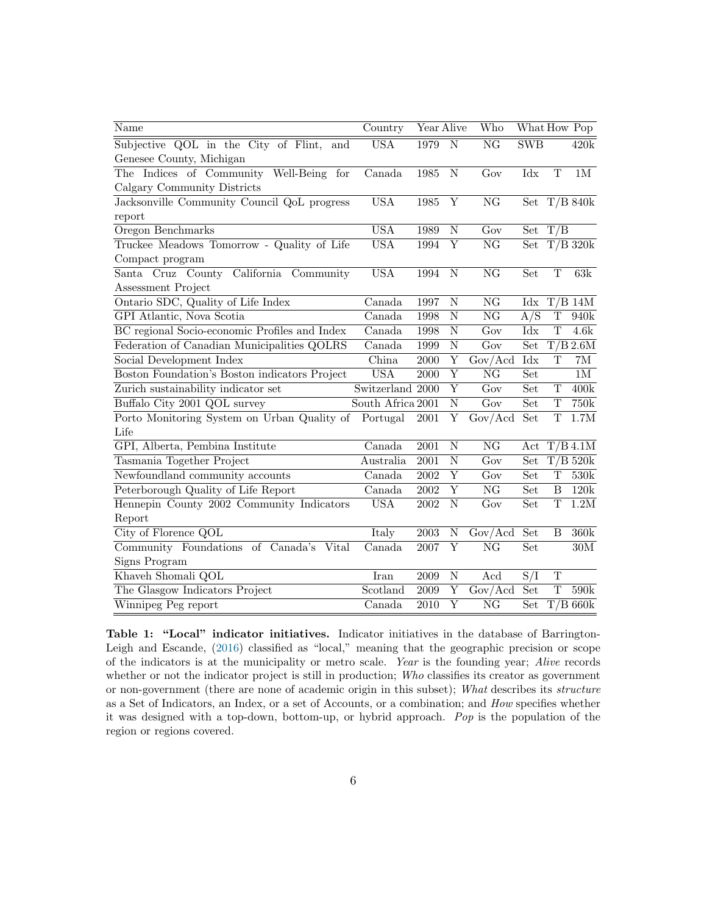| Name | Country | Year | Alive | Who | What | How | Pop |
|---|---|---|---|---|---|---|---|
| Subjective QOL in the City of Flint, and Genesee County, Michigan | USA | 1979 | N | NG | SWB | | 420k |
| The Indices of Community Well-Being for Calgary Community Districts | Canada | 1985 | N | Gov | Idx | T | 1M |
| Jacksonville Community Council QoL progress report | USA | 1985 | Y | NG | Set | T/B | 840k |
| Oregon Benchmarks | USA | 1989 | N | Gov | Set | T/B | |
| Truckee Meadows Tomorrow - Quality of Life Compact program | USA | 1994 | Y | NG | Set | T/B | 320k |
| Santa Cruz County California Community Assessment Project | USA | 1994 | N | NG | Set | T | 63k |
| Ontario SDC, Quality of Life Index | Canada | 1997 | N | NG | Idx | T/B | 14M |
| GPI Atlantic, Nova Scotia | Canada | 1998 | N | NG | A/S | T | 940k |
| BC regional Socio-economic Profiles and Index | Canada | 1998 | N | Gov | Idx | T | 4.6k |
| Federation of Canadian Municipalities QOLRS | Canada | 1999 | N | Gov | Set | T/B | 2.6M |
| Social Development Index | China | 2000 | Y | Gov/Acd | Idx | T | 7M |
| Boston Foundation's Boston indicators Project | USA | 2000 | Y | NG | Set | | 1M |
| Zurich sustainability indicator set | Switzerland | 2000 | Y | Gov | Set | T | 400k |
| Buffalo City 2001 QOL survey | South Africa | 2001 | N | Gov | Set | T | 750k |
| Porto Monitoring System on Urban Quality of Life | Portugal | 2001 | Y | Gov/Acd | Set | T | 1.7M |
| GPI, Alberta, Pembina Institute | Canada | 2001 | N | NG | Act | T/B | 4.1M |
| Tasmania Together Project | Australia | 2001 | N | Gov | Set | T/B | 520k |
| Newfoundland community accounts | Canada | 2002 | Y | Gov | Set | T | 530k |
| Peterborough Quality of Life Report | Canada | 2002 | Y | NG | Set | B | 120k |
| Hennepin County 2002 Community Indicators Report | USA | 2002 | N | Gov | Set | T | 1.2M |
| City of Florence QOL | Italy | 2003 | N | Gov/Acd | Set | B | 360k |
| Community Foundations of Canada's Vital Signs Program | Canada | 2007 | Y | NG | Set | | 30M |
| Khaveh Shomali QOL | Iran | 2009 | N | Acd | S/I | T | |
| The Glasgow Indicators Project | Scotland | 2009 | Y | Gov/Acd | Set | T | 590k |
| Winnipeg Peg report | Canada | 2010 | Y | NG | Set | T/B | 660k |

**Table 1: "Local" indicator initiatives.** Indicator initiatives in the database of Barrington-Leigh and Escande, (2016) classified as "local," meaning that the geographic precision or scope of the indicators is at the municipality or metro scale. *Year* is the founding year; *Alive* records whether or not the indicator project is still in production; *Who* classifies its creator as government or non-government (there are none of academic origin in this subset); *What* describes its *structure* as a Set of Indicators, an Index, or a set of Accounts, or a combination; and *How* specifies whether it was designed with a top-down, bottom-up, or hybrid approach. *Pop* is the population of the region or regions covered.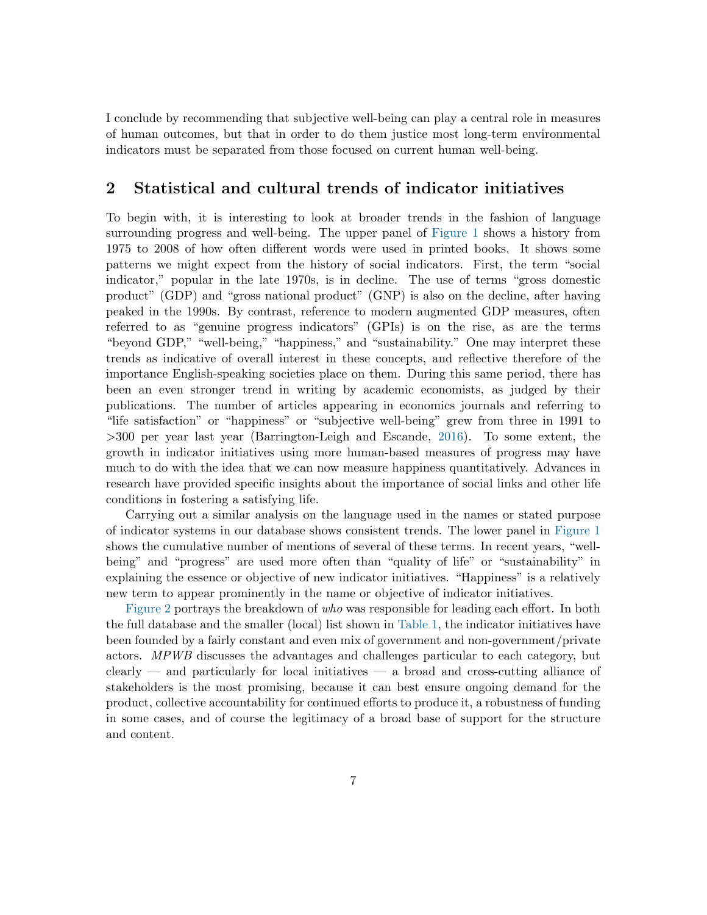I conclude by recommending that subjective well-being can play a central role in measures of human outcomes, but that in order to do them justice most long-term environmental indicators must be separated from those focused on current human well-being.

## 2 Statistical and cultural trends of indicator initiatives

To begin with, it is interesting to look at broader trends in the fashion of language surrounding progress and well-being. The upper panel of Figure 1 shows a history from 1975 to 2008 of how often different words were used in printed books. It shows some patterns we might expect from the history of social indicators. First, the term "social indicator," popular in the late 1970s, is in decline. The use of terms "gross domestic product" (GDP) and "gross national product" (GNP) is also on the decline, after having peaked in the 1990s. By contrast, reference to modern augmented GDP measures, often referred to as "genuine progress indicators" (GPIs) is on the rise, as are the terms "beyond GDP," "well-being," "happiness," and "sustainability." One may interpret these trends as indicative of overall interest in these concepts, and reflective therefore of the importance English-speaking societies place on them. During this same period, there has been an even stronger trend in writing by academic economists, as judged by their publications. The number of articles appearing in economics journals and referring to "life satisfaction" or "happiness" or "subjective well-being" grew from three in 1991 to >300 per year last year (Barrington-Leigh and Escande, 2016). To some extent, the growth in indicator initiatives using more human-based measures of progress may have much to do with the idea that we can now measure happiness quantitatively. Advances in research have provided specific insights about the importance of social links and other life conditions in fostering a satisfying life.

Carrying out a similar analysis on the language used in the names or stated purpose of indicator systems in our database shows consistent trends. The lower panel in Figure 1 shows the cumulative number of mentions of several of these terms. In recent years, "well-being" and "progress" are used more often than "quality of life" or "sustainability" in explaining the essence or objective of new indicator initiatives. "Happiness" is a relatively new term to appear prominently in the name or objective of indicator initiatives.

Figure 2 portrays the breakdown of *who* was responsible for leading each effort. In both the full database and the smaller (local) list shown in Table 1, the indicator initiatives have been founded by a fairly constant and even mix of government and non-government/private actors. *MPWB* discusses the advantages and challenges particular to each category, but clearly — and particularly for local initiatives — a broad and cross-cutting alliance of stakeholders is the most promising, because it can best ensure ongoing demand for the product, collective accountability for continued efforts to produce it, a robustness of funding in some cases, and of course the legitimacy of a broad base of support for the structure and content.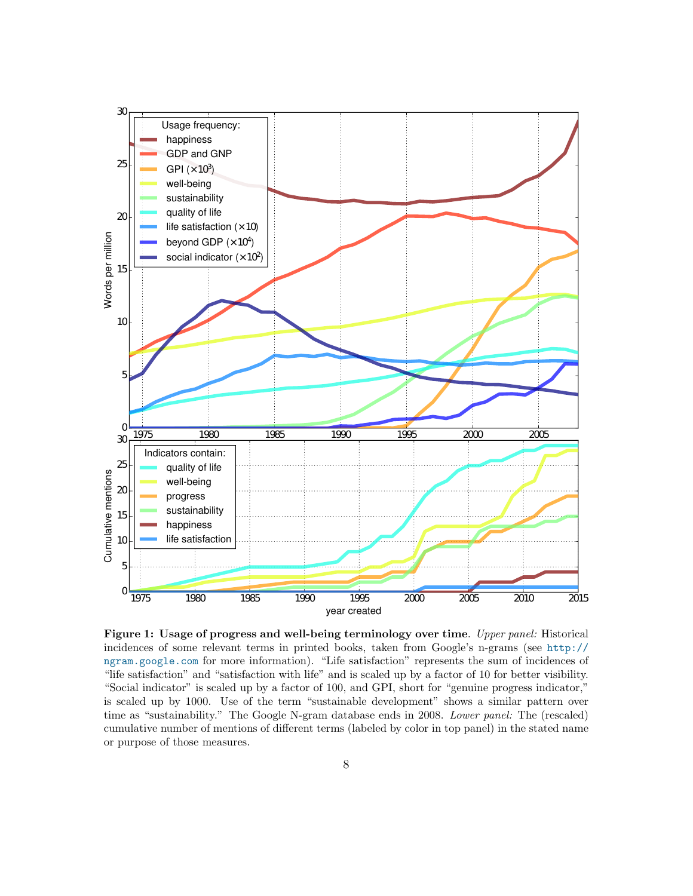**Figure 1: Usage of progress and well-being terminology over time**. *Upper panel:* Historical incidences of some relevant terms in printed books, taken from Google's n-grams (see http://ngram.google.com for more information). "Life satisfaction" represents the sum of incidences of "life satisfaction" and "satisfaction with life" and is scaled up by a factor of 10 for better visibility. "Social indicator" is scaled up by a factor of 100, and GPI, short for "genuine progress indicator," is scaled up by 1000. Use of the term "sustainable development" shows a similar pattern over time as "sustainability." The Google N-gram database ends in 2008. *Lower panel:* The (rescaled) cumulative number of mentions of different terms (labeled by color in top panel) in the stated name or purpose of those measures.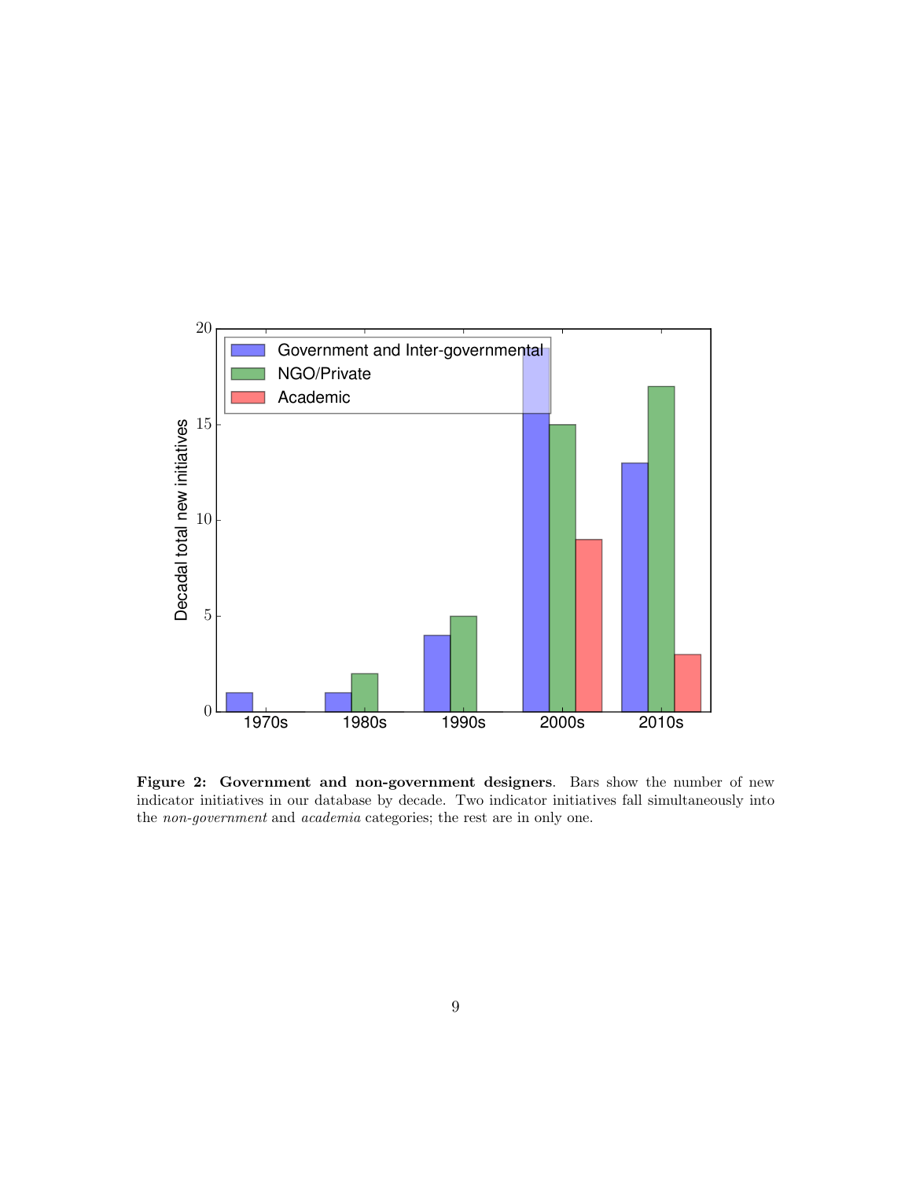**Figure 2: Government and non-government designers**. Bars show the number of new indicator initiatives in our database by decade. Two indicator initiatives fall simultaneously into the *non-government* and *academia* categories; the rest are in only one.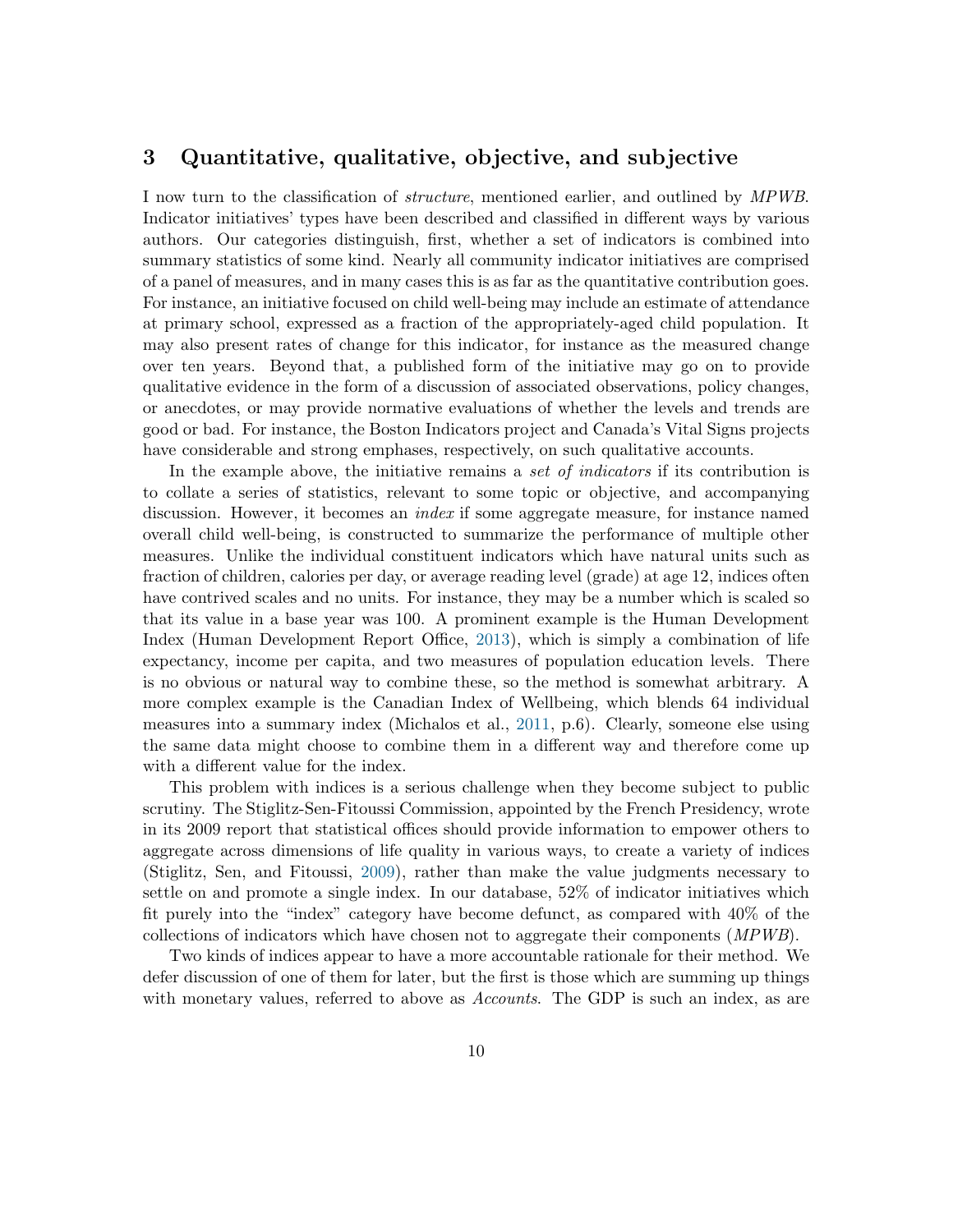## 3 Quantitative, qualitative, objective, and subjective

I now turn to the classification of *structure*, mentioned earlier, and outlined by *MPWB*. Indicator initiatives' types have been described and classified in different ways by various authors. Our categories distinguish, first, whether a set of indicators is combined into summary statistics of some kind. Nearly all community indicator initiatives are comprised of a panel of measures, and in many cases this is as far as the quantitative contribution goes. For instance, an initiative focused on child well-being may include an estimate of attendance at primary school, expressed as a fraction of the appropriately-aged child population. It may also present rates of change for this indicator, for instance as the measured change over ten years. Beyond that, a published form of the initiative may go on to provide qualitative evidence in the form of a discussion of associated observations, policy changes, or anecdotes, or may provide normative evaluations of whether the levels and trends are good or bad. For instance, the Boston Indicators project and Canada's Vital Signs projects have considerable and strong emphases, respectively, on such qualitative accounts.

In the example above, the initiative remains a *set of indicators* if its contribution is to collate a series of statistics, relevant to some topic or objective, and accompanying discussion. However, it becomes an *index* if some aggregate measure, for instance named overall child well-being, is constructed to summarize the performance of multiple other measures. Unlike the individual constituent indicators which have natural units such as fraction of children, calories per day, or average reading level (grade) at age 12, indices often have contrived scales and no units. For instance, they may be a number which is scaled so that its value in a base year was 100. A prominent example is the Human Development Index (Human Development Report Office, 2013), which is simply a combination of life expectancy, income per capita, and two measures of population education levels. There is no obvious or natural way to combine these, so the method is somewhat arbitrary. A more complex example is the Canadian Index of Wellbeing, which blends 64 individual measures into a summary index (Michalos et al., 2011, p.6). Clearly, someone else using the same data might choose to combine them in a different way and therefore come up with a different value for the index.

This problem with indices is a serious challenge when they become subject to public scrutiny. The Stiglitz-Sen-Fitoussi Commission, appointed by the French Presidency, wrote in its 2009 report that statistical offices should provide information to empower others to aggregate across dimensions of life quality in various ways, to create a variety of indices (Stiglitz, Sen, and Fitoussi, 2009), rather than make the value judgments necessary to settle on and promote a single index. In our database, 52% of indicator initiatives which fit purely into the "index" category have become defunct, as compared with 40% of the collections of indicators which have chosen not to aggregate their components (*MPWB*).

Two kinds of indices appear to have a more accountable rationale for their method. We defer discussion of one of them for later, but the first is those which are summing up things with monetary values, referred to above as *Accounts*. The GDP is such an index, as are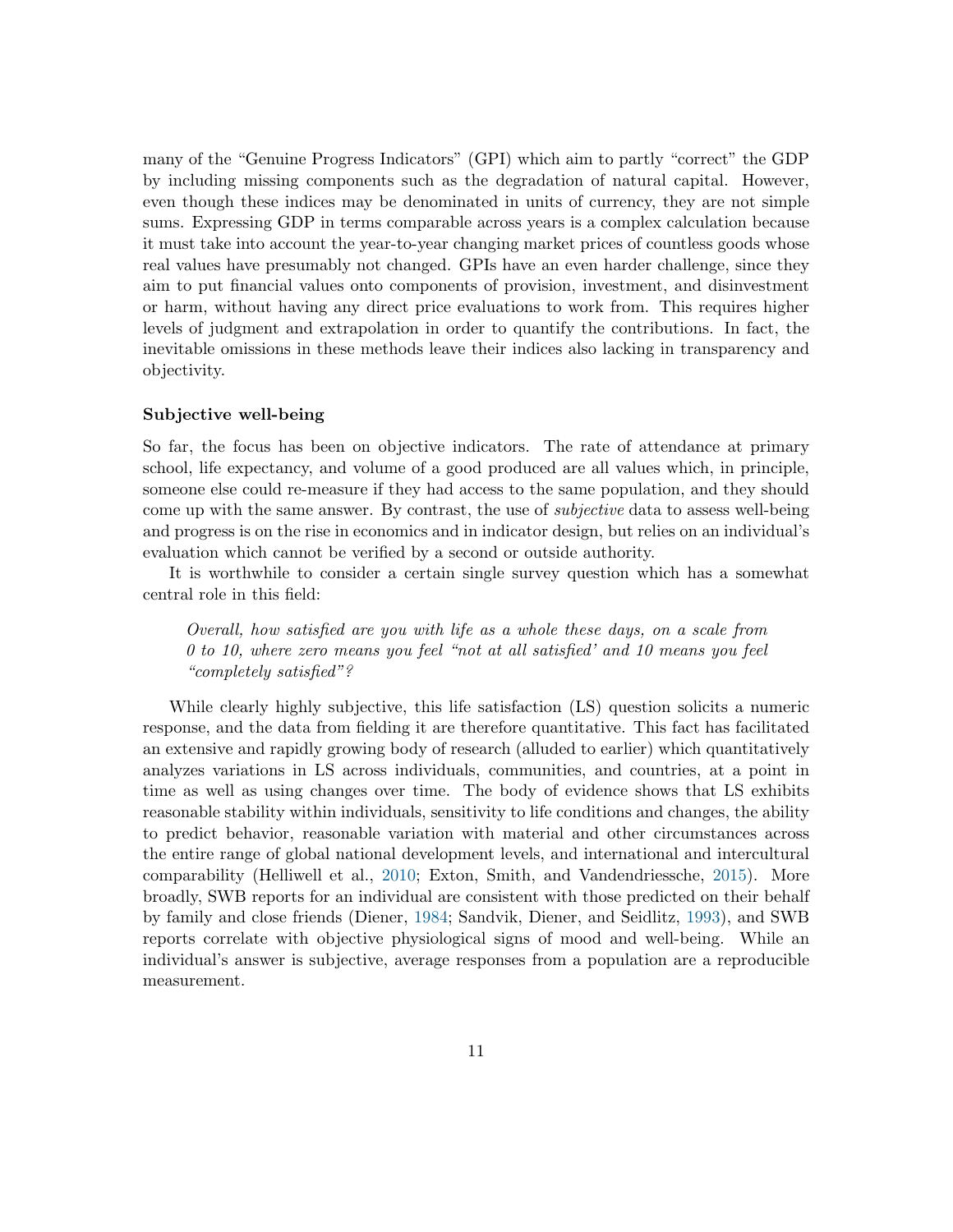many of the "Genuine Progress Indicators" (GPI) which aim to partly "correct" the GDP by including missing components such as the degradation of natural capital. However, even though these indices may be denominated in units of currency, they are not simple sums. Expressing GDP in terms comparable across years is a complex calculation because it must take into account the year-to-year changing market prices of countless goods whose real values have presumably not changed. GPIs have an even harder challenge, since they aim to put financial values onto components of provision, investment, and disinvestment or harm, without having any direct price evaluations to work from. This requires higher levels of judgment and extrapolation in order to quantify the contributions. In fact, the inevitable omissions in these methods leave their indices also lacking in transparency and objectivity.

**Subjective well-being**

So far, the focus has been on objective indicators. The rate of attendance at primary school, life expectancy, and volume of a good produced are all values which, in principle, someone else could re-measure if they had access to the same population, and they should come up with the same answer. By contrast, the use of *subjective* data to assess well-being and progress is on the rise in economics and in indicator design, but relies on an individual's evaluation which cannot be verified by a second or outside authority.

It is worthwhile to consider a certain single survey question which has a somewhat central role in this field:

> *Overall, how satisfied are you with life as a whole these days, on a scale from 0 to 10, where zero means you feel "not at all satisfied' and 10 means you feel "completely satisfied"?*

While clearly highly subjective, this life satisfaction (LS) question solicits a numeric response, and the data from fielding it are therefore quantitative. This fact has facilitated an extensive and rapidly growing body of research (alluded to earlier) which quantitatively analyzes variations in LS across individuals, communities, and countries, at a point in time as well as using changes over time. The body of evidence shows that LS exhibits reasonable stability within individuals, sensitivity to life conditions and changes, the ability to predict behavior, reasonable variation with material and other circumstances across the entire range of global national development levels, and international and intercultural comparability (Helliwell et al., 2010; Exton, Smith, and Vandendriessche, 2015). More broadly, SWB reports for an individual are consistent with those predicted on their behalf by family and close friends (Diener, 1984; Sandvik, Diener, and Seidlitz, 1993), and SWB reports correlate with objective physiological signs of mood and well-being. While an individual's answer is subjective, average responses from a population are a reproducible measurement.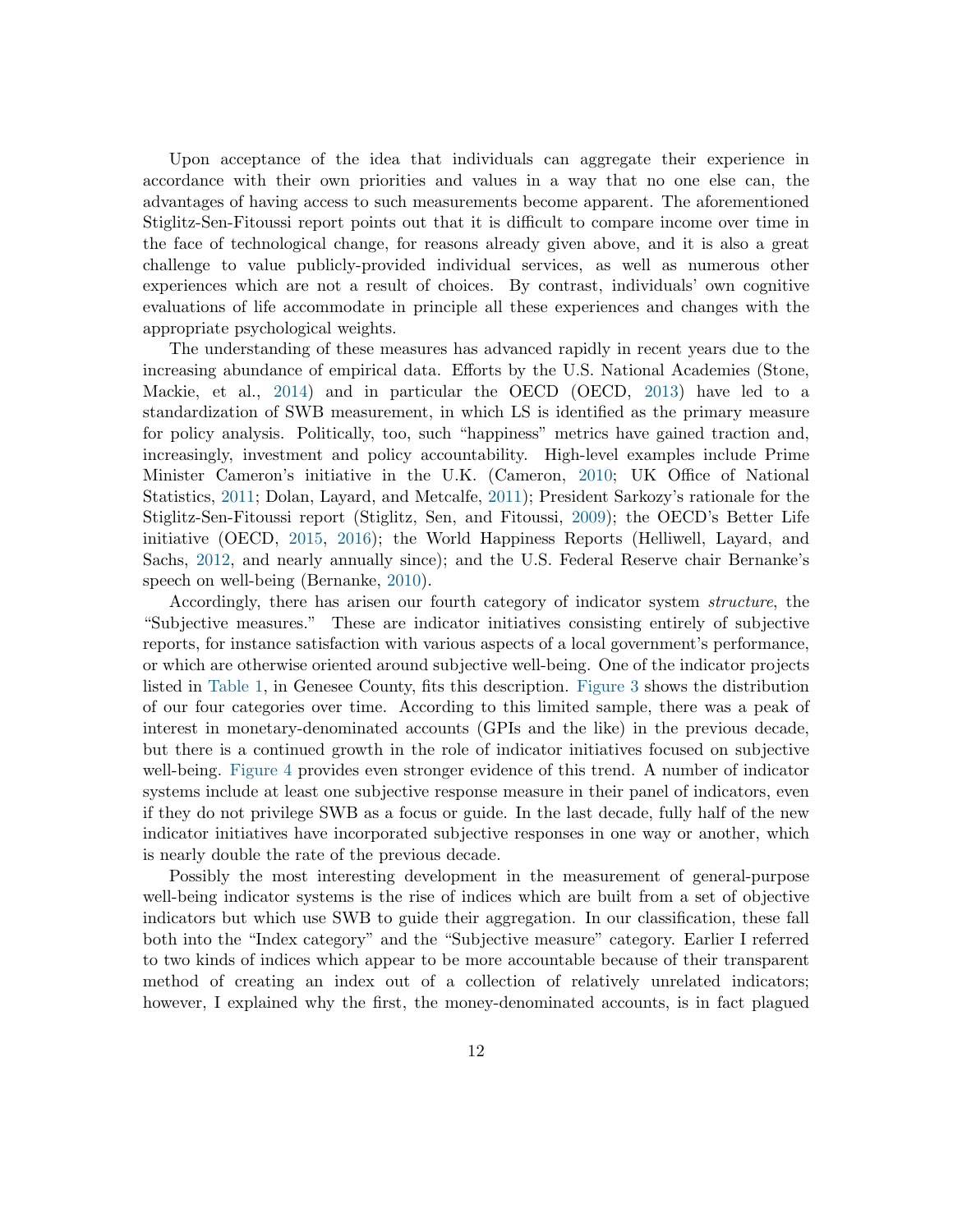Upon acceptance of the idea that individuals can aggregate their experience in accordance with their own priorities and values in a way that no one else can, the advantages of having access to such measurements become apparent. The aforementioned Stiglitz-Sen-Fitoussi report points out that it is difficult to compare income over time in the face of technological change, for reasons already given above, and it is also a great challenge to value publicly-provided individual services, as well as numerous other experiences which are not a result of choices. By contrast, individuals' own cognitive evaluations of life accommodate in principle all these experiences and changes with the appropriate psychological weights.

The understanding of these measures has advanced rapidly in recent years due to the increasing abundance of empirical data. Efforts by the U.S. National Academies (Stone, Mackie, et al., 2014) and in particular the OECD (OECD, 2013) have led to a standardization of SWB measurement, in which LS is identified as the primary measure for policy analysis. Politically, too, such "happiness" metrics have gained traction and, increasingly, investment and policy accountability. High-level examples include Prime Minister Cameron's initiative in the U.K. (Cameron, 2010; UK Office of National Statistics, 2011; Dolan, Layard, and Metcalfe, 2011); President Sarkozy's rationale for the Stiglitz-Sen-Fitoussi report (Stiglitz, Sen, and Fitoussi, 2009); the OECD's Better Life initiative (OECD, 2015, 2016); the World Happiness Reports (Helliwell, Layard, and Sachs, 2012, and nearly annually since); and the U.S. Federal Reserve chair Bernanke's speech on well-being (Bernanke, 2010).

Accordingly, there has arisen our fourth category of indicator system *structure*, the "Subjective measures." These are indicator initiatives consisting entirely of subjective reports, for instance satisfaction with various aspects of a local government's performance, or which are otherwise oriented around subjective well-being. One of the indicator projects listed in Table 1, in Genesee County, fits this description. Figure 3 shows the distribution of our four categories over time. According to this limited sample, there was a peak of interest in monetary-denominated accounts (GPIs and the like) in the previous decade, but there is a continued growth in the role of indicator initiatives focused on subjective well-being. Figure 4 provides even stronger evidence of this trend. A number of indicator systems include at least one subjective response measure in their panel of indicators, even if they do not privilege SWB as a focus or guide. In the last decade, fully half of the new indicator initiatives have incorporated subjective responses in one way or another, which is nearly double the rate of the previous decade.

Possibly the most interesting development in the measurement of general-purpose well-being indicator systems is the rise of indices which are built from a set of objective indicators but which use SWB to guide their aggregation. In our classification, these fall both into the "Index category" and the "Subjective measure" category. Earlier I referred to two kinds of indices which appear to be more accountable because of their transparent method of creating an index out of a collection of relatively unrelated indicators; however, I explained why the first, the money-denominated accounts, is in fact plagued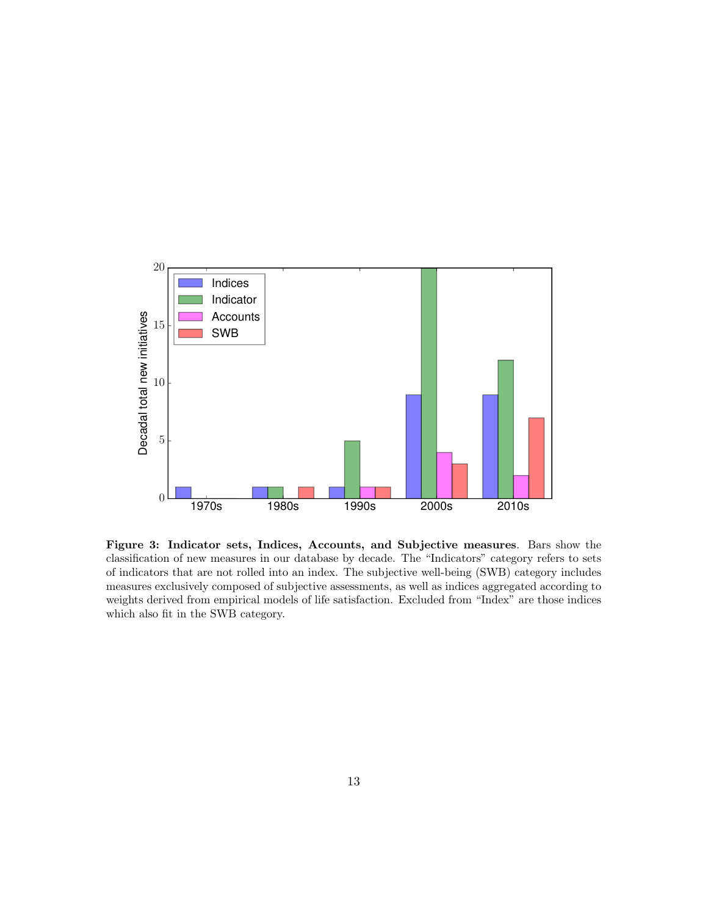**Figure 3: Indicator sets, Indices, Accounts, and Subjective measures**. Bars show the classification of new measures in our database by decade. The "Indicators" category refers to sets of indicators that are not rolled into an index. The subjective well-being (SWB) category includes measures exclusively composed of subjective assessments, as well as indices aggregated according to weights derived from empirical models of life satisfaction. Excluded from "Index" are those indices which also fit in the SWB category.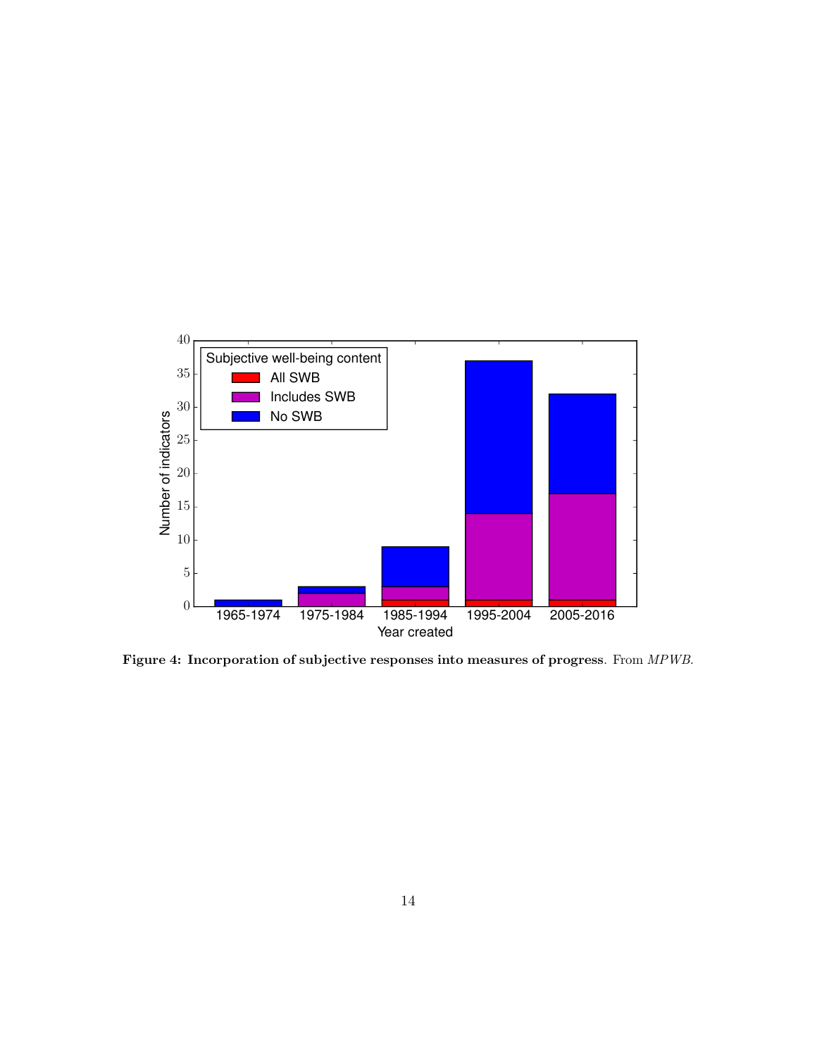**Figure 4: Incorporation of subjective responses into measures of progress**. From *MPWB*.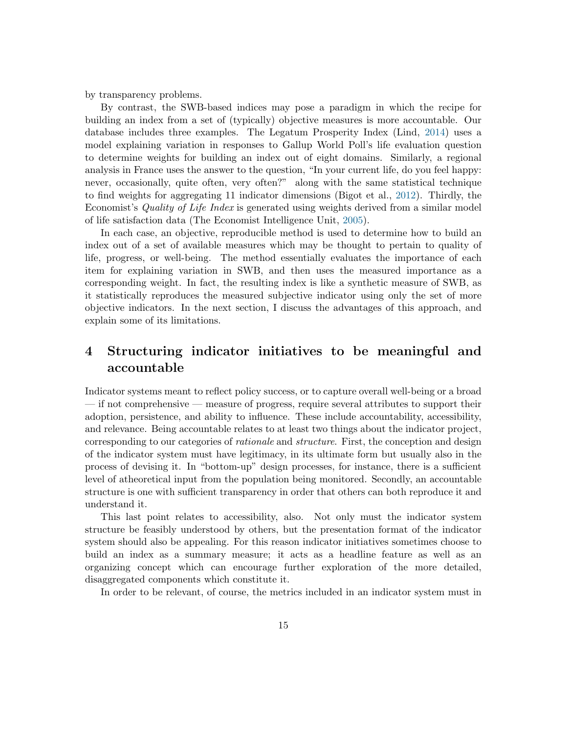by transparency problems.

By contrast, the SWB-based indices may pose a paradigm in which the recipe for building an index from a set of (typically) objective measures is more accountable. Our database includes three examples. The Legatum Prosperity Index (Lind, 2014) uses a model explaining variation in responses to Gallup World Poll's life evaluation question to determine weights for building an index out of eight domains. Similarly, a regional analysis in France uses the answer to the question, "In your current life, do you feel happy: never, occasionally, quite often, very often?" along with the same statistical technique to find weights for aggregating 11 indicator dimensions (Bigot et al., 2012). Thirdly, the Economist's *Quality of Life Index* is generated using weights derived from a similar model of life satisfaction data (The Economist Intelligence Unit, 2005).

In each case, an objective, reproducible method is used to determine how to build an index out of a set of available measures which may be thought to pertain to quality of life, progress, or well-being. The method essentially evaluates the importance of each item for explaining variation in SWB, and then uses the measured importance as a corresponding weight. In fact, the resulting index is like a synthetic measure of SWB, as it statistically reproduces the measured subjective indicator using only the set of more objective indicators. In the next section, I discuss the advantages of this approach, and explain some of its limitations.

# 4 Structuring indicator initiatives to be meaningful and accountable

Indicator systems meant to reflect policy success, or to capture overall well-being or a broad — if not comprehensive — measure of progress, require several attributes to support their adoption, persistence, and ability to influence. These include accountability, accessibility, and relevance. Being accountable relates to at least two things about the indicator project, corresponding to our categories of *rationale* and *structure*. First, the conception and design of the indicator system must have legitimacy, in its ultimate form but usually also in the process of devising it. In "bottom-up" design processes, for instance, there is a sufficient level of atheoretical input from the population being monitored. Secondly, an accountable structure is one with sufficient transparency in order that others can both reproduce it and understand it.

This last point relates to accessibility, also. Not only must the indicator system structure be feasibly understood by others, but the presentation format of the indicator system should also be appealing. For this reason indicator initiatives sometimes choose to build an index as a summary measure; it acts as a headline feature as well as an organizing concept which can encourage further exploration of the more detailed, disaggregated components which constitute it.

In order to be relevant, of course, the metrics included in an indicator system must in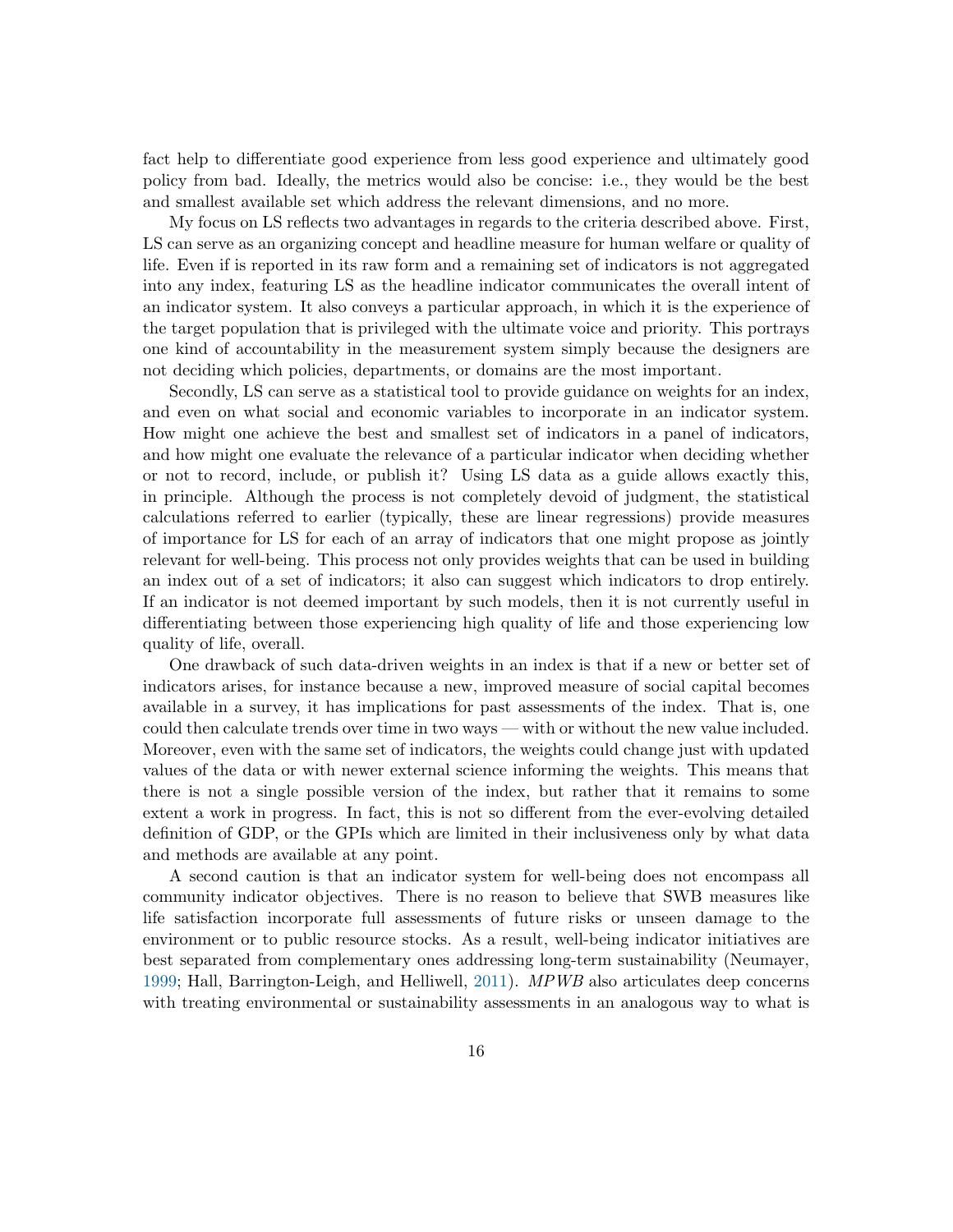fact help to differentiate good experience from less good experience and ultimately good policy from bad. Ideally, the metrics would also be concise: i.e., they would be the best and smallest available set which address the relevant dimensions, and no more.

My focus on LS reflects two advantages in regards to the criteria described above. First, LS can serve as an organizing concept and headline measure for human welfare or quality of life. Even if is reported in its raw form and a remaining set of indicators is not aggregated into any index, featuring LS as the headline indicator communicates the overall intent of an indicator system. It also conveys a particular approach, in which it is the experience of the target population that is privileged with the ultimate voice and priority. This portrays one kind of accountability in the measurement system simply because the designers are not deciding which policies, departments, or domains are the most important.

Secondly, LS can serve as a statistical tool to provide guidance on weights for an index, and even on what social and economic variables to incorporate in an indicator system. How might one achieve the best and smallest set of indicators in a panel of indicators, and how might one evaluate the relevance of a particular indicator when deciding whether or not to record, include, or publish it? Using LS data as a guide allows exactly this, in principle. Although the process is not completely devoid of judgment, the statistical calculations referred to earlier (typically, these are linear regressions) provide measures of importance for LS for each of an array of indicators that one might propose as jointly relevant for well-being. This process not only provides weights that can be used in building an index out of a set of indicators; it also can suggest which indicators to drop entirely. If an indicator is not deemed important by such models, then it is not currently useful in differentiating between those experiencing high quality of life and those experiencing low quality of life, overall.

One drawback of such data-driven weights in an index is that if a new or better set of indicators arises, for instance because a new, improved measure of social capital becomes available in a survey, it has implications for past assessments of the index. That is, one could then calculate trends over time in two ways — with or without the new value included. Moreover, even with the same set of indicators, the weights could change just with updated values of the data or with newer external science informing the weights. This means that there is not a single possible version of the index, but rather that it remains to some extent a work in progress. In fact, this is not so different from the ever-evolving detailed definition of GDP, or the GPIs which are limited in their inclusiveness only by what data and methods are available at any point.

A second caution is that an indicator system for well-being does not encompass all community indicator objectives. There is no reason to believe that SWB measures like life satisfaction incorporate full assessments of future risks or unseen damage to the environment or to public resource stocks. As a result, well-being indicator initiatives are best separated from complementary ones addressing long-term sustainability (Neumayer, 1999; Hall, Barrington-Leigh, and Helliwell, 2011). *MPWB* also articulates deep concerns with treating environmental or sustainability assessments in an analogous way to what is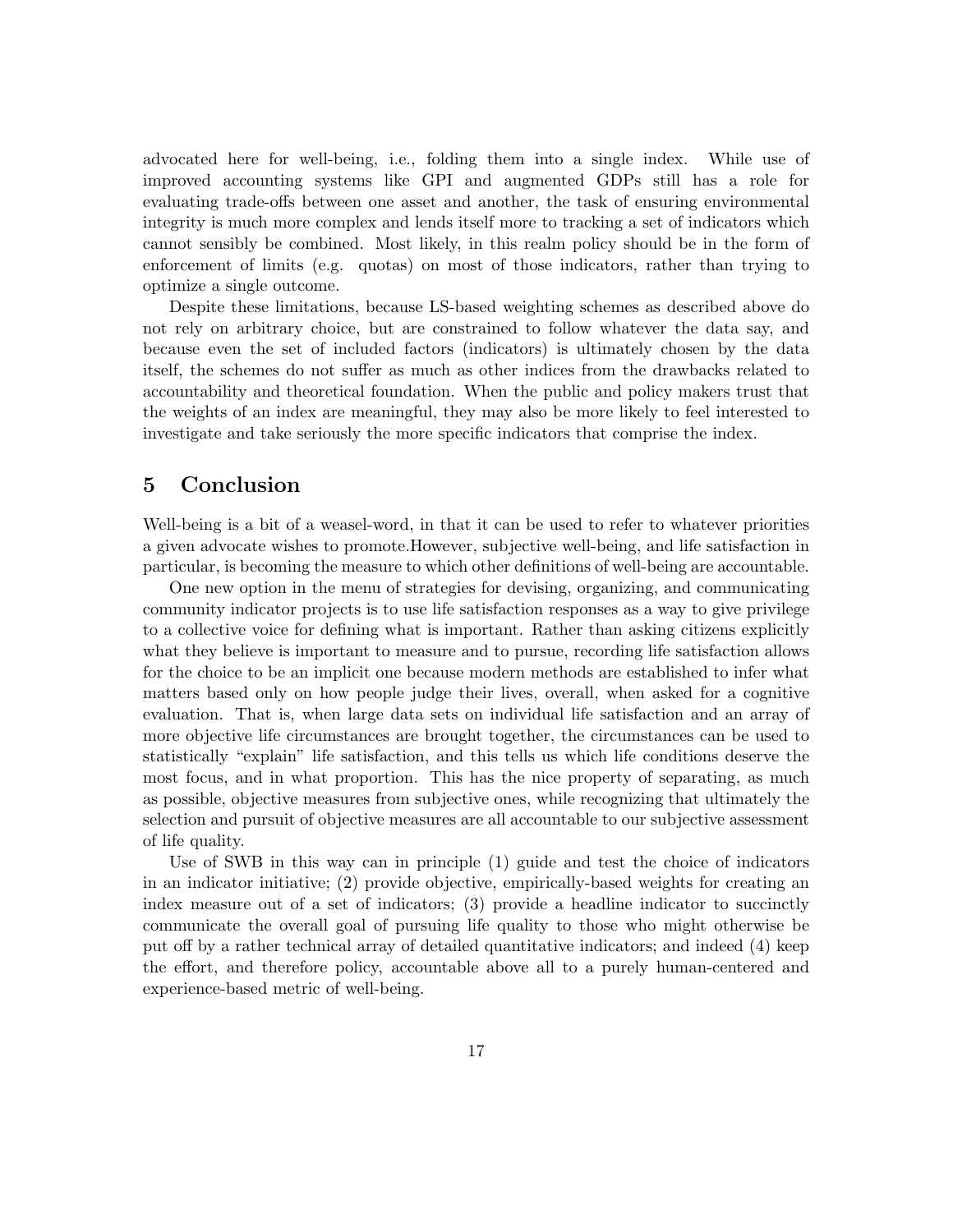advocated here for well-being, i.e., folding them into a single index. While use of improved accounting systems like GPI and augmented GDPs still has a role for evaluating trade-offs between one asset and another, the task of ensuring environmental integrity is much more complex and lends itself more to tracking a set of indicators which cannot sensibly be combined. Most likely, in this realm policy should be in the form of enforcement of limits (e.g. quotas) on most of those indicators, rather than trying to optimize a single outcome.

Despite these limitations, because LS-based weighting schemes as described above do not rely on arbitrary choice, but are constrained to follow whatever the data say, and because even the set of included factors (indicators) is ultimately chosen by the data itself, the schemes do not suffer as much as other indices from the drawbacks related to accountability and theoretical foundation. When the public and policy makers trust that the weights of an index are meaningful, they may also be more likely to feel interested to investigate and take seriously the more specific indicators that comprise the index.

## 5 Conclusion

Well-being is a bit of a weasel-word, in that it can be used to refer to whatever priorities a given advocate wishes to promote.However, subjective well-being, and life satisfaction in particular, is becoming the measure to which other definitions of well-being are accountable.

One new option in the menu of strategies for devising, organizing, and communicating community indicator projects is to use life satisfaction responses as a way to give privilege to a collective voice for defining what is important. Rather than asking citizens explicitly what they believe is important to measure and to pursue, recording life satisfaction allows for the choice to be an implicit one because modern methods are established to infer what matters based only on how people judge their lives, overall, when asked for a cognitive evaluation. That is, when large data sets on individual life satisfaction and an array of more objective life circumstances are brought together, the circumstances can be used to statistically "explain" life satisfaction, and this tells us which life conditions deserve the most focus, and in what proportion. This has the nice property of separating, as much as possible, objective measures from subjective ones, while recognizing that ultimately the selection and pursuit of objective measures are all accountable to our subjective assessment of life quality.

Use of SWB in this way can in principle (1) guide and test the choice of indicators in an indicator initiative; (2) provide objective, empirically-based weights for creating an index measure out of a set of indicators; (3) provide a headline indicator to succinctly communicate the overall goal of pursuing life quality to those who might otherwise be put off by a rather technical array of detailed quantitative indicators; and indeed (4) keep the effort, and therefore policy, accountable above all to a purely human-centered and experience-based metric of well-being.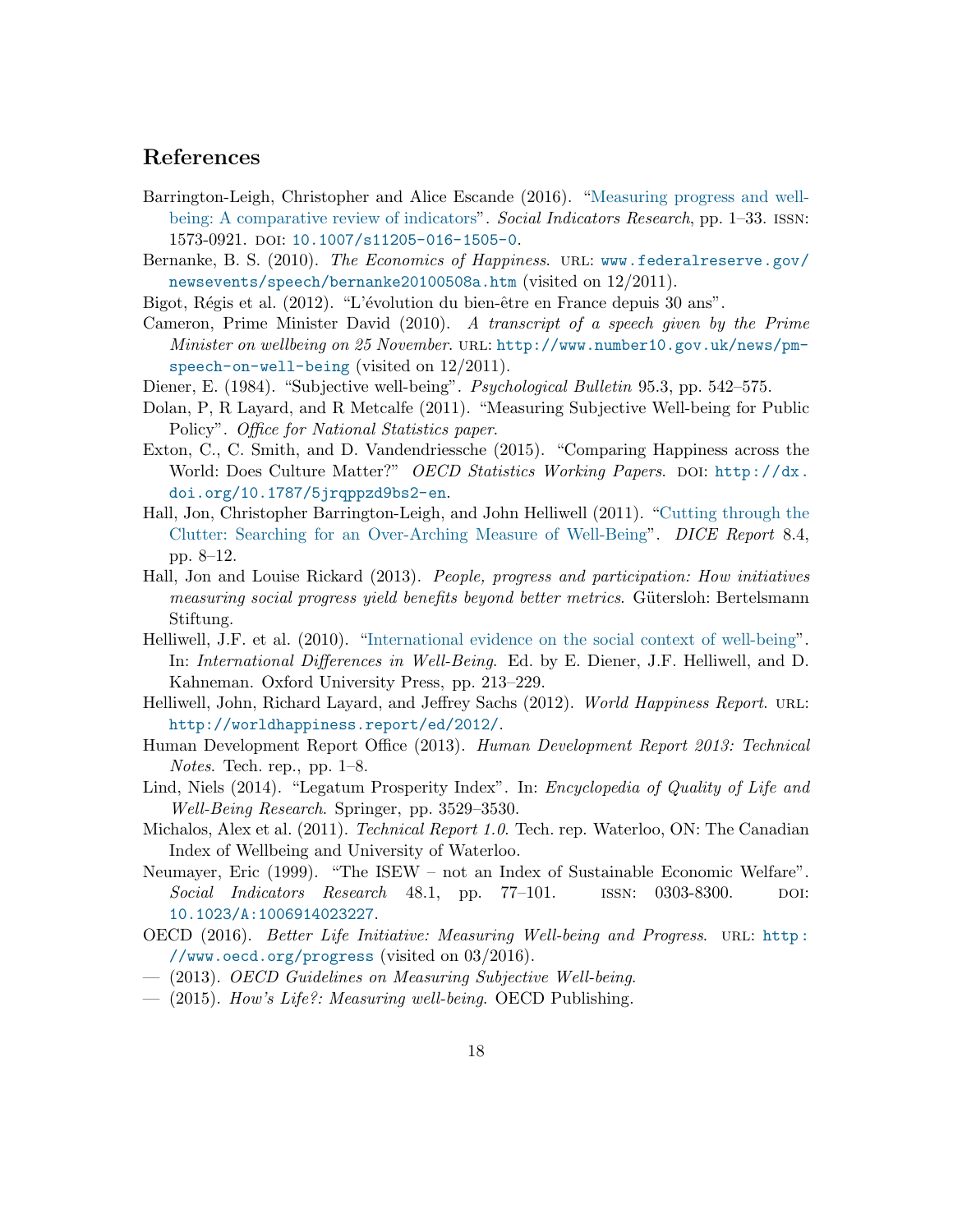## References

Barrington-Leigh, Christopher and Alice Escande (2016). "Measuring progress and well-being: A comparative review of indicators". *Social Indicators Research*, pp. 1–33. ISSN: 1573-0921. DOI: 10.1007/s11205-016-1505-0.

Bernanke, B. S. (2010). *The Economics of Happiness*. URL: www.federalreserve.gov/newsevents/speech/bernanke20100508a.htm (visited on 12/2011).

Bigot, Régis et al. (2012). "L'évolution du bien-être en France depuis 30 ans".

Cameron, Prime Minister David (2010). *A transcript of a speech given by the Prime Minister on wellbeing on 25 November*. URL: http://www.number10.gov.uk/news/pm-speech-on-well-being (visited on 12/2011).

Diener, E. (1984). "Subjective well-being". *Psychological Bulletin* 95.3, pp. 542–575.

Dolan, P, R Layard, and R Metcalfe (2011). "Measuring Subjective Well-being for Public Policy". *Office for National Statistics paper*.

Exton, C., C. Smith, and D. Vandendriessche (2015). "Comparing Happiness across the World: Does Culture Matter?" *OECD Statistics Working Papers*. DOI: http://dx.doi.org/10.1787/5jrqppzd9bs2-en.

Hall, Jon, Christopher Barrington-Leigh, and John Helliwell (2011). "Cutting through the Clutter: Searching for an Over-Arching Measure of Well-Being". *DICE Report* 8.4, pp. 8–12.

Hall, Jon and Louise Rickard (2013). *People, progress and participation: How initiatives measuring social progress yield benefits beyond better metrics*. Gütersloh: Bertelsmann Stiftung.

Helliwell, J.F. et al. (2010). "International evidence on the social context of well-being". In: *International Differences in Well-Being*. Ed. by E. Diener, J.F. Helliwell, and D. Kahneman. Oxford University Press, pp. 213–229.

Helliwell, John, Richard Layard, and Jeffrey Sachs (2012). *World Happiness Report*. URL: http://worldhappiness.report/ed/2012/.

Human Development Report Office (2013). *Human Development Report 2013: Technical Notes*. Tech. rep., pp. 1–8.

Lind, Niels (2014). "Legatum Prosperity Index". In: *Encyclopedia of Quality of Life and Well-Being Research*. Springer, pp. 3529–3530.

Michalos, Alex et al. (2011). *Technical Report 1.0*. Tech. rep. Waterloo, ON: The Canadian Index of Wellbeing and University of Waterloo.

Neumayer, Eric (1999). "The ISEW – not an Index of Sustainable Economic Welfare". *Social Indicators Research* 48.1, pp. 77–101. ISSN: 0303-8300. DOI: 10.1023/A:1006914023227.

OECD (2016). *Better Life Initiative: Measuring Well-being and Progress*. URL: http://www.oecd.org/progress (visited on 03/2016).

— (2013). *OECD Guidelines on Measuring Subjective Well-being*.

— (2015). *How's Life?: Measuring well-being*. OECD Publishing.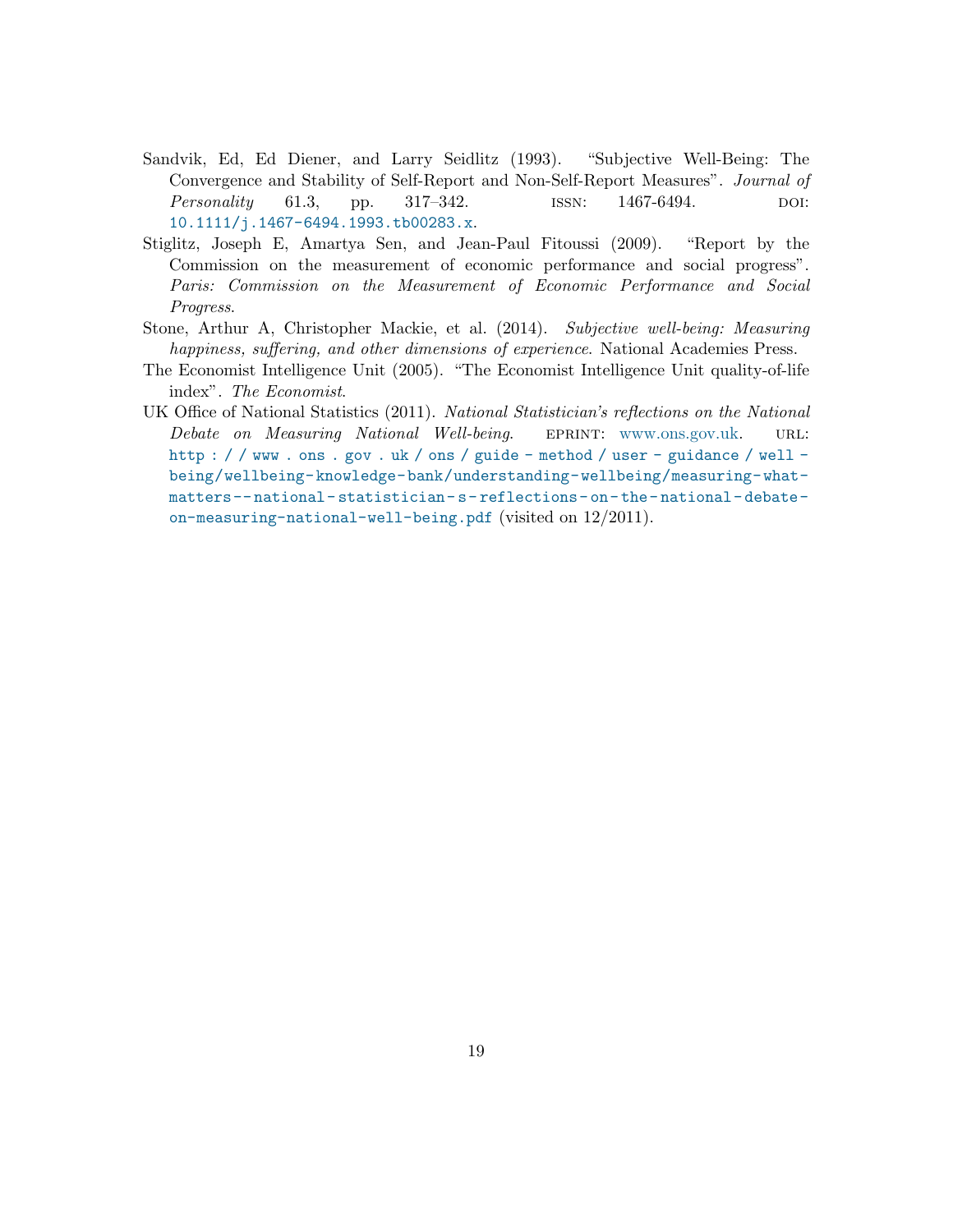Sandvik, Ed, Ed Diener, and Larry Seidlitz (1993). "Subjective Well-Being: The Convergence and Stability of Self-Report and Non-Self-Report Measures". *Journal of Personality* 61.3, pp. 317–342. ISSN: 1467-6494. DOI: 10.1111/j.1467-6494.1993.tb00283.x.

Stiglitz, Joseph E, Amartya Sen, and Jean-Paul Fitoussi (2009). "Report by the Commission on the measurement of economic performance and social progress". *Paris: Commission on the Measurement of Economic Performance and Social Progress*.

Stone, Arthur A, Christopher Mackie, et al. (2014). *Subjective well-being: Measuring happiness, suffering, and other dimensions of experience*. National Academies Press.

The Economist Intelligence Unit (2005). "The Economist Intelligence Unit quality-of-life index". *The Economist*.

UK Office of National Statistics (2011). *National Statistician's reflections on the National Debate on Measuring National Well-being*. EPRINT: www.ons.gov.uk. URL: http://www.ons.gov.uk/ons/guide-method/user-guidance/well-being/wellbeing-knowledge-bank/understanding-wellbeing/measuring-what-matters--national-statistician-s-reflections-on-the-national-debate-on-measuring-national-well-being.pdf (visited on 12/2011).